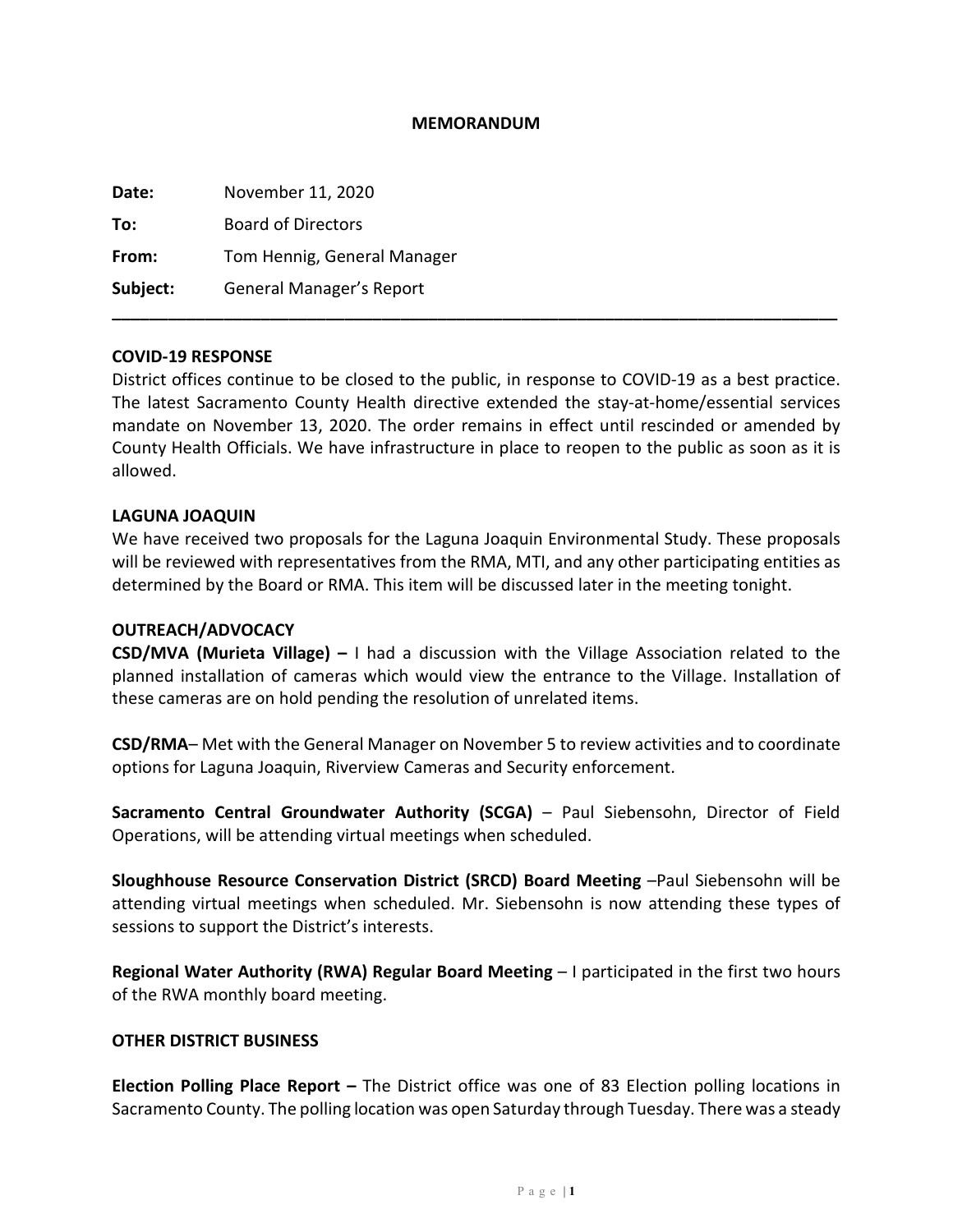# MEMORANDUM

**Date:** November 11, 2020

**To:** Board of Directors

**From:** Tom Hennig, General Manager

**Subject:** General Manager's Report

---

## COVID-19 RESPONSE

District offices continue to be closed to the public, in response to COVID-19 as a best practice. The latest Sacramento County Health directive extended the stay-at-home/essential services mandate on November 13, 2020. The order remains in effect until rescinded or amended by County Health Officials. We have infrastructure in place to reopen to the public as soon as it is allowed.

## LAGUNA JOAQUIN

We have received two proposals for the Laguna Joaquin Environmental Study. These proposals will be reviewed with representatives from the RMA, MTI, and any other participating entities as determined by the Board or RMA. This item will be discussed later in the meeting tonight.

## OUTREACH/ADVOCACY

**CSD/MVA (Murieta Village) –** I had a discussion with the Village Association related to the planned installation of cameras which would view the entrance to the Village. Installation of these cameras are on hold pending the resolution of unrelated items.

**CSD/RMA**– Met with the General Manager on November 5 to review activities and to coordinate options for Laguna Joaquin, Riverview Cameras and Security enforcement.

**Sacramento Central Groundwater Authority (SCGA)** – Paul Siebensohn, Director of Field Operations, will be attending virtual meetings when scheduled.

**Sloughhouse Resource Conservation District (SRCD) Board Meeting** –Paul Siebensohn will be attending virtual meetings when scheduled. Mr. Siebensohn is now attending these types of sessions to support the District's interests.

**Regional Water Authority (RWA) Regular Board Meeting** – I participated in the first two hours of the RWA monthly board meeting.

## OTHER DISTRICT BUSINESS

**Election Polling Place Report –** The District office was one of 83 Election polling locations in Sacramento County. The polling location was open Saturday through Tuesday. There was a steady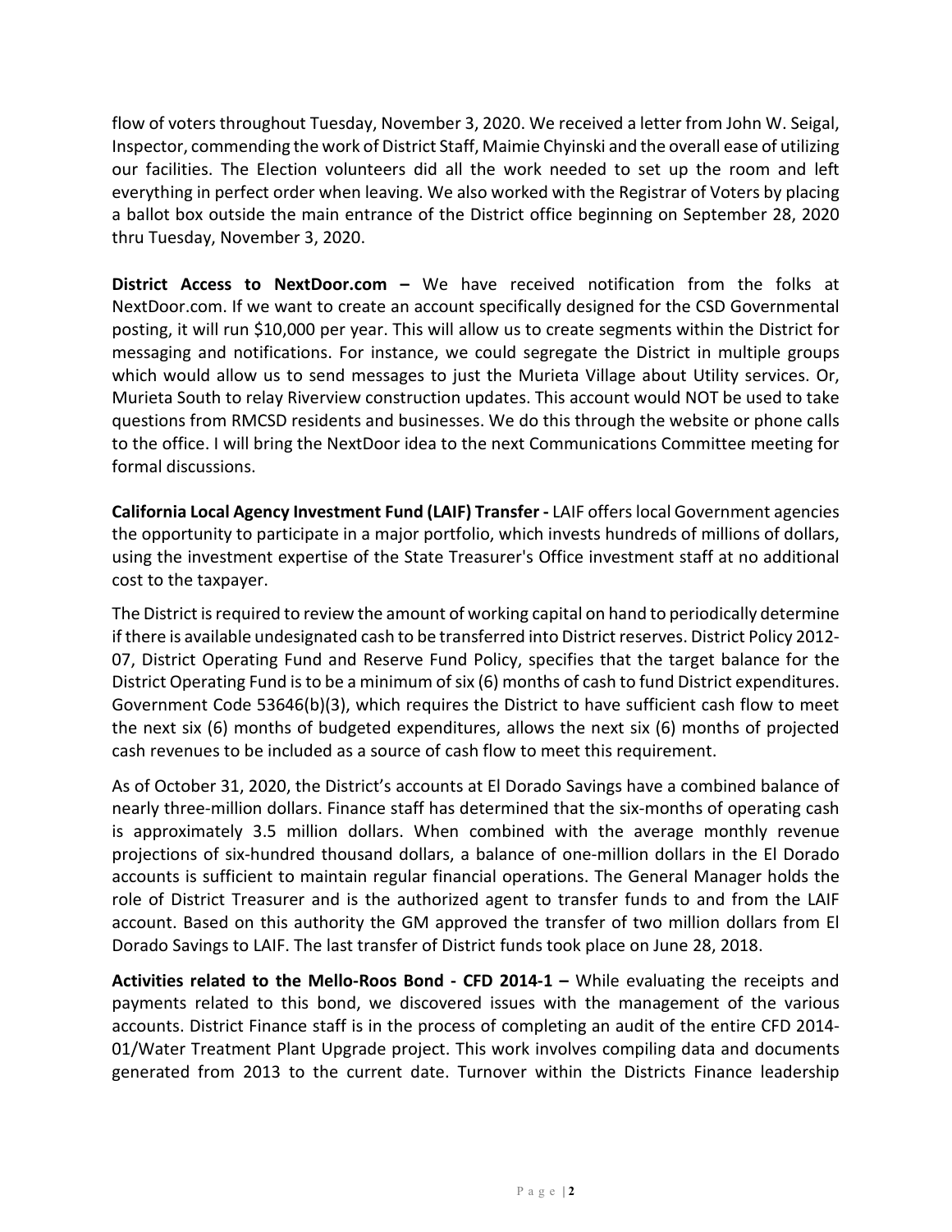flow of voters throughout Tuesday, November 3, 2020. We received a letter from John W. Seigal, Inspector, commending the work of District Staff, Maimie Chyinski and the overall ease of utilizing our facilities. The Election volunteers did all the work needed to set up the room and left everything in perfect order when leaving. We also worked with the Registrar of Voters by placing a ballot box outside the main entrance of the District office beginning on September 28, 2020 thru Tuesday, November 3, 2020.

**District Access to NextDoor.com –** We have received notification from the folks at NextDoor.com. If we want to create an account specifically designed for the CSD Governmental posting, it will run $10,000 per year. This will allow us to create segments within the District for messaging and notifications. For instance, we could segregate the District in multiple groups which would allow us to send messages to just the Murieta Village about Utility services. Or, Murieta South to relay Riverview construction updates. This account would NOT be used to take questions from RMCSD residents and businesses. We do this through the website or phone calls to the office. I will bring the NextDoor idea to the next Communications Committee meeting for formal discussions.

**California Local Agency Investment Fund (LAIF) Transfer -** LAIF offers local Government agencies the opportunity to participate in a major portfolio, which invests hundreds of millions of dollars, using the investment expertise of the State Treasurer's Office investment staff at no additional cost to the taxpayer.

The District is required to review the amount of working capital on hand to periodically determine if there is available undesignated cash to be transferred into District reserves. District Policy 2012-07, District Operating Fund and Reserve Fund Policy, specifies that the target balance for the District Operating Fund is to be a minimum of six (6) months of cash to fund District expenditures. Government Code 53646(b)(3), which requires the District to have sufficient cash flow to meet the next six (6) months of budgeted expenditures, allows the next six (6) months of projected cash revenues to be included as a source of cash flow to meet this requirement.

As of October 31, 2020, the District's accounts at El Dorado Savings have a combined balance of nearly three-million dollars. Finance staff has determined that the six-months of operating cash is approximately 3.5 million dollars. When combined with the average monthly revenue projections of six-hundred thousand dollars, a balance of one-million dollars in the El Dorado accounts is sufficient to maintain regular financial operations. The General Manager holds the role of District Treasurer and is the authorized agent to transfer funds to and from the LAIF account. Based on this authority the GM approved the transfer of two million dollars from El Dorado Savings to LAIF. The last transfer of District funds took place on June 28, 2018.

**Activities related to the Mello-Roos Bond - CFD 2014-1 –** While evaluating the receipts and payments related to this bond, we discovered issues with the management of the various accounts. District Finance staff is in the process of completing an audit of the entire CFD 2014-01/Water Treatment Plant Upgrade project. This work involves compiling data and documents generated from 2013 to the current date. Turnover within the Districts Finance leadership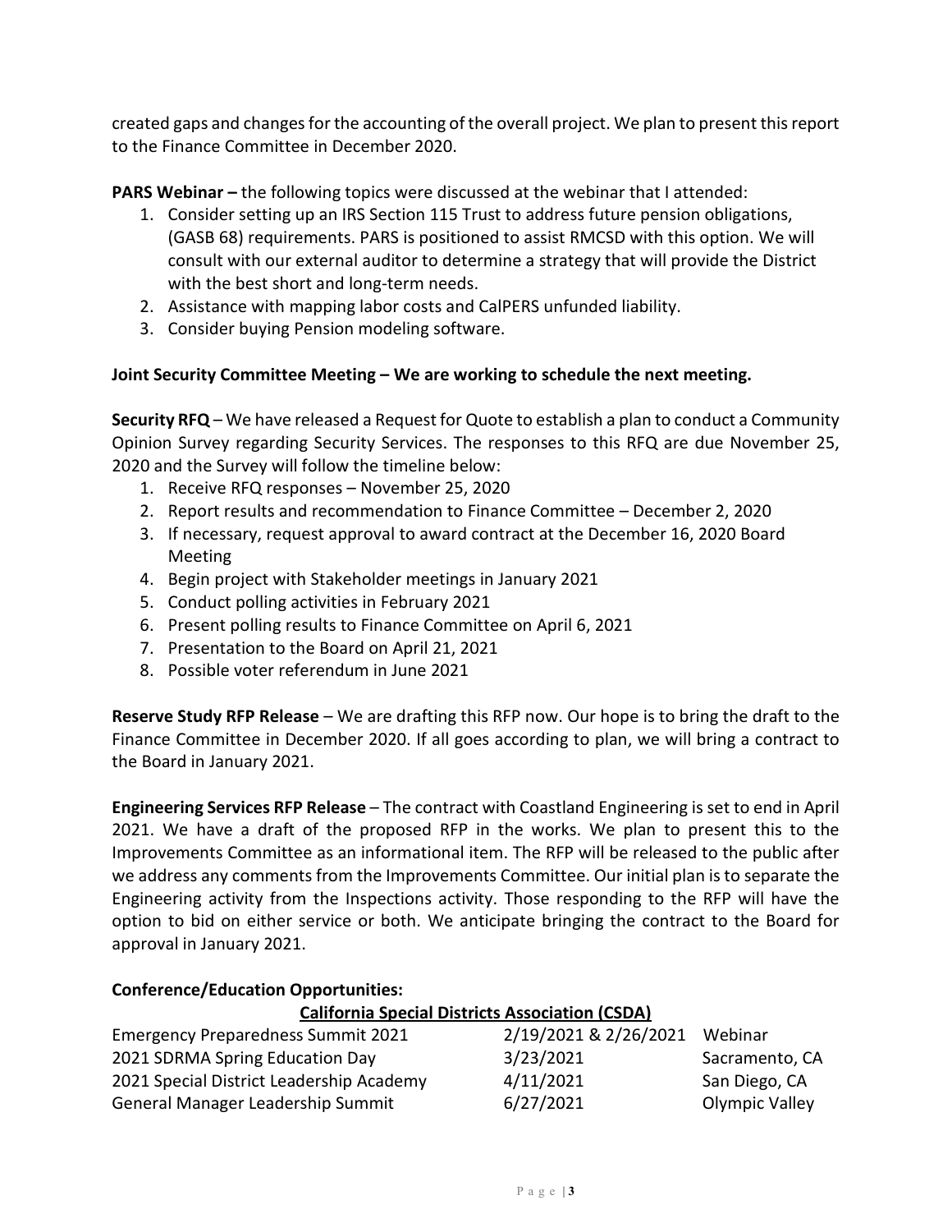created gaps and changes for the accounting of the overall project. We plan to present this report to the Finance Committee in December 2020.

**PARS Webinar –** the following topics were discussed at the webinar that I attended:

1. Consider setting up an IRS Section 115 Trust to address future pension obligations, (GASB 68) requirements. PARS is positioned to assist RMCSD with this option. We will consult with our external auditor to determine a strategy that will provide the District with the best short and long-term needs.
2. Assistance with mapping labor costs and CalPERS unfunded liability.
3. Consider buying Pension modeling software.

**Joint Security Committee Meeting – We are working to schedule the next meeting.**

**Security RFQ** – We have released a Request for Quote to establish a plan to conduct a Community Opinion Survey regarding Security Services. The responses to this RFQ are due November 25, 2020 and the Survey will follow the timeline below:

1. Receive RFQ responses – November 25, 2020
2. Report results and recommendation to Finance Committee – December 2, 2020
3. If necessary, request approval to award contract at the December 16, 2020 Board Meeting
4. Begin project with Stakeholder meetings in January 2021
5. Conduct polling activities in February 2021
6. Present polling results to Finance Committee on April 6, 2021
7. Presentation to the Board on April 21, 2021
8. Possible voter referendum in June 2021

**Reserve Study RFP Release** – We are drafting this RFP now. Our hope is to bring the draft to the Finance Committee in December 2020. If all goes according to plan, we will bring a contract to the Board in January 2021.

**Engineering Services RFP Release** – The contract with Coastland Engineering is set to end in April 2021. We have a draft of the proposed RFP in the works. We plan to present this to the Improvements Committee as an informational item. The RFP will be released to the public after we address any comments from the Improvements Committee. Our initial plan is to separate the Engineering activity from the Inspections activity. Those responding to the RFP will have the option to bid on either service or both. We anticipate bringing the contract to the Board for approval in January 2021.

**Conference/Education Opportunities:**

**California Special Districts Association (CSDA)**

| | | |
|---|---|---|
| Emergency Preparedness Summit 2021 | 2/19/2021 & 2/26/2021 | Webinar |
| 2021 SDRMA Spring Education Day | 3/23/2021 | Sacramento, CA |
| 2021 Special District Leadership Academy | 4/11/2021 | San Diego, CA |
| General Manager Leadership Summit | 6/27/2021 | Olympic Valley |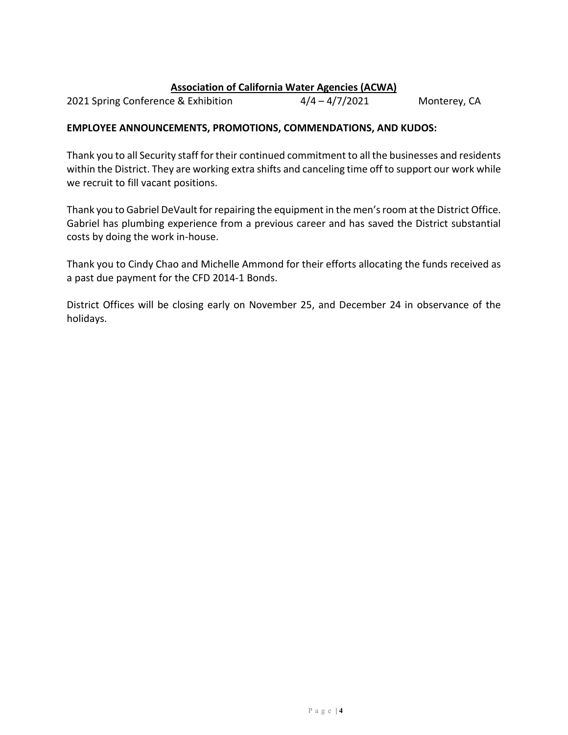**Association of California Water Agencies (ACWA)**

| | | |
|---|---|---|
| 2021 Spring Conference & Exhibition | 4/4 – 4/7/2021 | Monterey, CA |

**EMPLOYEE ANNOUNCEMENTS, PROMOTIONS, COMMENDATIONS, AND KUDOS:**

Thank you to all Security staff for their continued commitment to all the businesses and residents within the District. They are working extra shifts and canceling time off to support our work while we recruit to fill vacant positions.

Thank you to Gabriel DeVault for repairing the equipment in the men's room at the District Office. Gabriel has plumbing experience from a previous career and has saved the District substantial costs by doing the work in-house.

Thank you to Cindy Chao and Michelle Ammond for their efforts allocating the funds received as a past due payment for the CFD 2014-1 Bonds.

District Offices will be closing early on November 25, and December 24 in observance of the holidays.